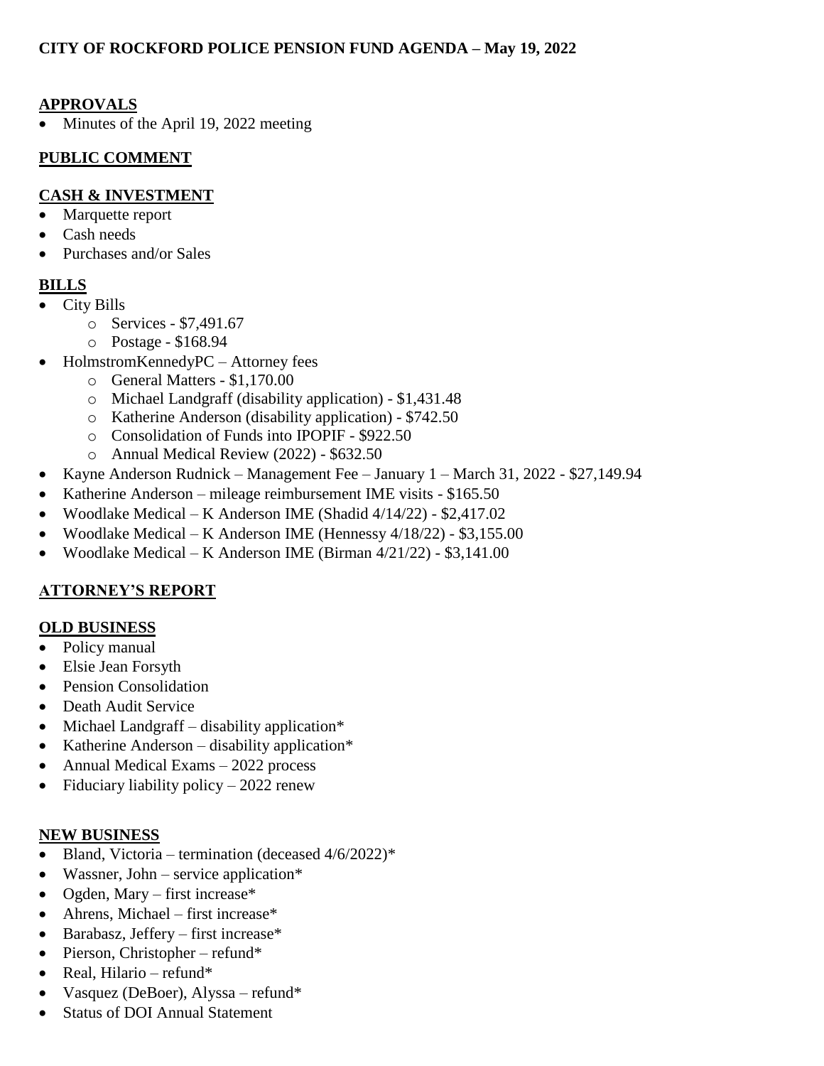# CITY OF ROCKFORD POLICE PENSION FUND AGENDA – May 19, 2022

## APPROVALS

- Minutes of the April 19, 2022 meeting

## PUBLIC COMMENT

## CASH & INVESTMENT

- Marquette report
- Cash needs
- Purchases and/or Sales

## BILLS

- City Bills
  - Services - $7,491.67
  - Postage - $168.94
- HolmstromKennedyPC – Attorney fees
  - General Matters - $1,170.00
  - Michael Landgraff (disability application) - $1,431.48
  - Katherine Anderson (disability application) - $742.50
  - Consolidation of Funds into IPOPIF - $922.50
  - Annual Medical Review (2022) - $632.50
- Kayne Anderson Rudnick – Management Fee – January 1 – March 31, 2022 - $27,149.94
- Katherine Anderson – mileage reimbursement IME visits - $165.50
- Woodlake Medical – K Anderson IME (Shadid 4/14/22) - $2,417.02
- Woodlake Medical – K Anderson IME (Hennessy 4/18/22) - $3,155.00
- Woodlake Medical – K Anderson IME (Birman 4/21/22) - $3,141.00

## ATTORNEY'S REPORT

## OLD BUSINESS

- Policy manual
- Elsie Jean Forsyth
- Pension Consolidation
- Death Audit Service
- Michael Landgraff – disability application*
- Katherine Anderson – disability application*
- Annual Medical Exams – 2022 process
- Fiduciary liability policy – 2022 renew

## NEW BUSINESS

- Bland, Victoria – termination (deceased 4/6/2022)*
- Wassner, John – service application*
- Ogden, Mary – first increase*
- Ahrens, Michael – first increase*
- Barabasz, Jeffery – first increase*
- Pierson, Christopher – refund*
- Real, Hilario – refund*
- Vasquez (DeBoer), Alyssa – refund*
- Status of DOI Annual Statement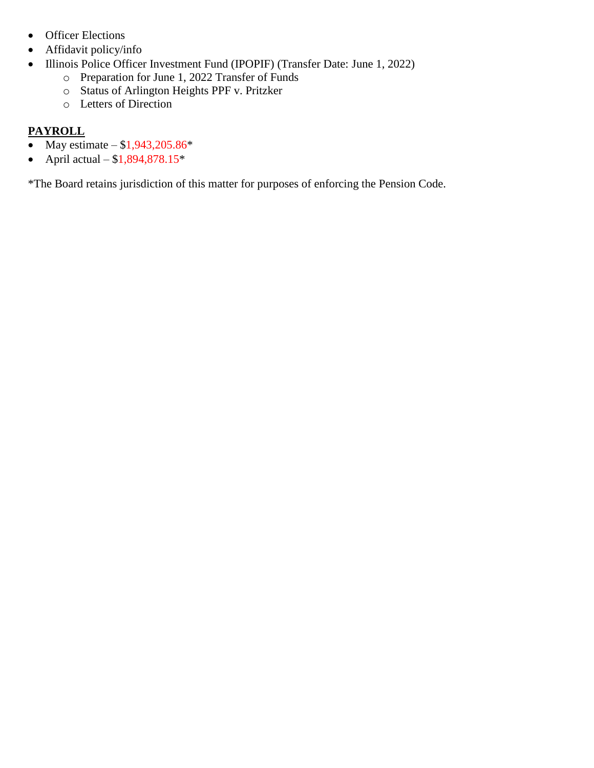- Officer Elections
- Affidavit policy/info
- Illinois Police Officer Investment Fund (IPOPIF) (Transfer Date: June 1, 2022)
  - Preparation for June 1, 2022 Transfer of Funds
  - Status of Arlington Heights PPF v. Pritzker
  - Letters of Direction

**PAYROLL**

- May estimate – $1,943,205.86*
- April actual – $1,894,878.15*

*The Board retains jurisdiction of this matter for purposes of enforcing the Pension Code.